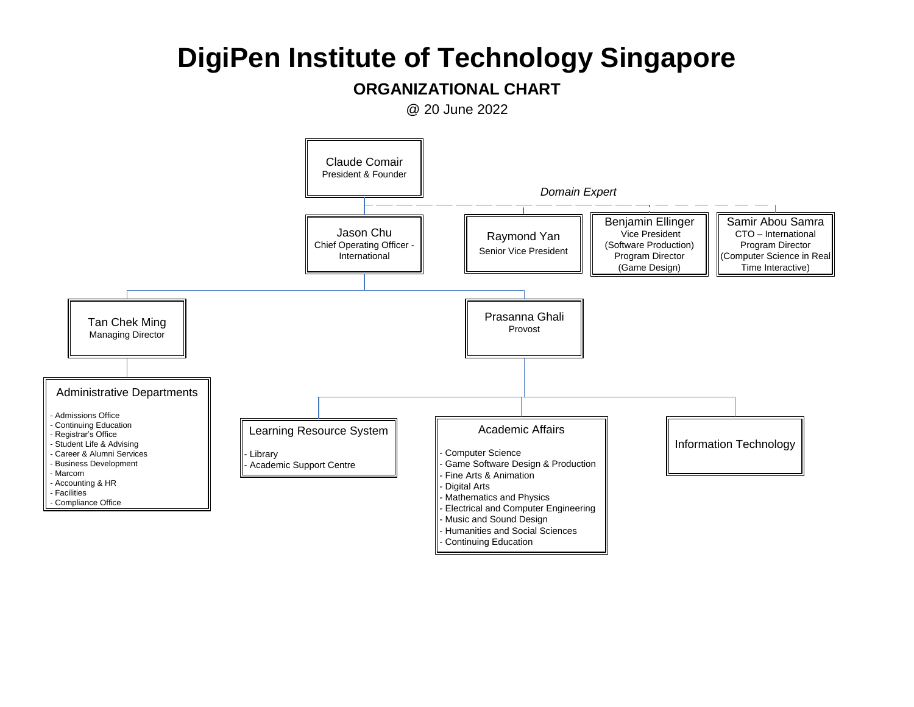# DigiPen Institute of Technology Singapore

## ORGANIZATIONAL CHART

@ 20 June 2022

**Claude Comair**
President & Founder

*Domain Expert*

- **Raymond Yan** – Senior Vice President
- **Benjamin Ellinger** – Vice President (Software Production) Program Director (Game Design)
- **Samir Abou Samra** – CTO – International Program Director (Computer Science in Real Time Interactive)

**Jason Chu**
Chief Operating Officer - International

**Tan Chek Ming**
Managing Director

**Administrative Departments**

- Admissions Office
- Continuing Education
- Registrar's Office
- Student Life & Advising
- Career & Alumni Services
- Business Development
- Marcom
- Accounting & HR
- Facilities
- Compliance Office

**Prasanna Ghali**
Provost

**Learning Resource System**

- Library
- Academic Support Centre

**Academic Affairs**

- Computer Science
- Game Software Design & Production
- Fine Arts & Animation
- Digital Arts
- Mathematics and Physics
- Electrical and Computer Engineering
- Music and Sound Design
- Humanities and Social Sciences
- Continuing Education

**Information Technology**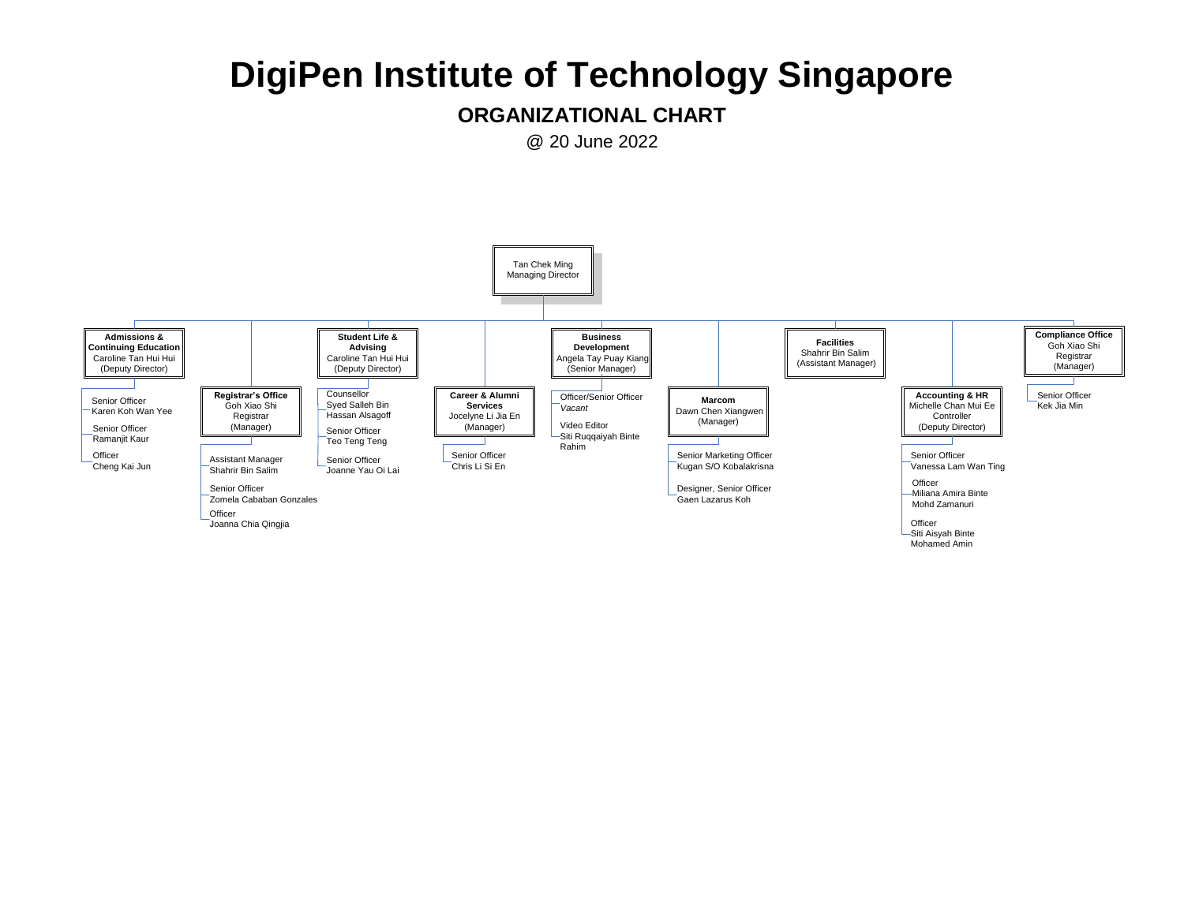# DigiPen Institute of Technology Singapore

## ORGANIZATIONAL CHART

@ 20 June 2022

**Tan Chek Ming**
Managing Director

- **Admissions & Continuing Education** — Caroline Tan Hui Hui (Deputy Director)
  - Senior Officer — Karen Koh Wan Yee
  - Senior Officer — Ramanjit Kaur
  - Officer — Cheng Kai Jun
- **Registrar's Office** — Goh Xiao Shi, Registrar (Manager)
  - Assistant Manager — Shahrir Bin Salim
  - Senior Officer — Zomela Cababan Gonzales
  - Officer — Joanna Chia Qingjia
- **Student Life & Advising** — Caroline Tan Hui Hui (Deputy Director)
  - Counsellor — Syed Salleh Bin Hassan Alsagoff
  - Senior Officer — Teo Teng Teng
  - Senior Officer — Joanne Yau Oi Lai
- **Career & Alumni Services** — Jocelyne Li Jia En (Manager)
  - Senior Officer — Chris Li Si En
- **Business Development** — Angela Tay Puay Kiang (Senior Manager)
  - Officer/Senior Officer — *Vacant*
  - Video Editor — Siti Ruqqaiyah Binte Rahim
- **Marcom** — Dawn Chen Xiangwen (Manager)
  - Senior Marketing Officer — Kugan S/O Kobalakrisna
  - Designer, Senior Officer — Gaen Lazarus Koh
- **Facilities** — Shahrir Bin Salim (Assistant Manager)
- **Accounting & HR** — Michelle Chan Mui Ee, Controller (Deputy Director)
  - Senior Officer — Vanessa Lam Wan Ting
  - Officer — Miliana Amira Binte Mohd Zamanuri
  - Officer — Siti Aisyah Binte Mohamed Amin
- **Compliance Office** — Goh Xiao Shi, Registrar (Manager)
  - Senior Officer — Kek Jia Min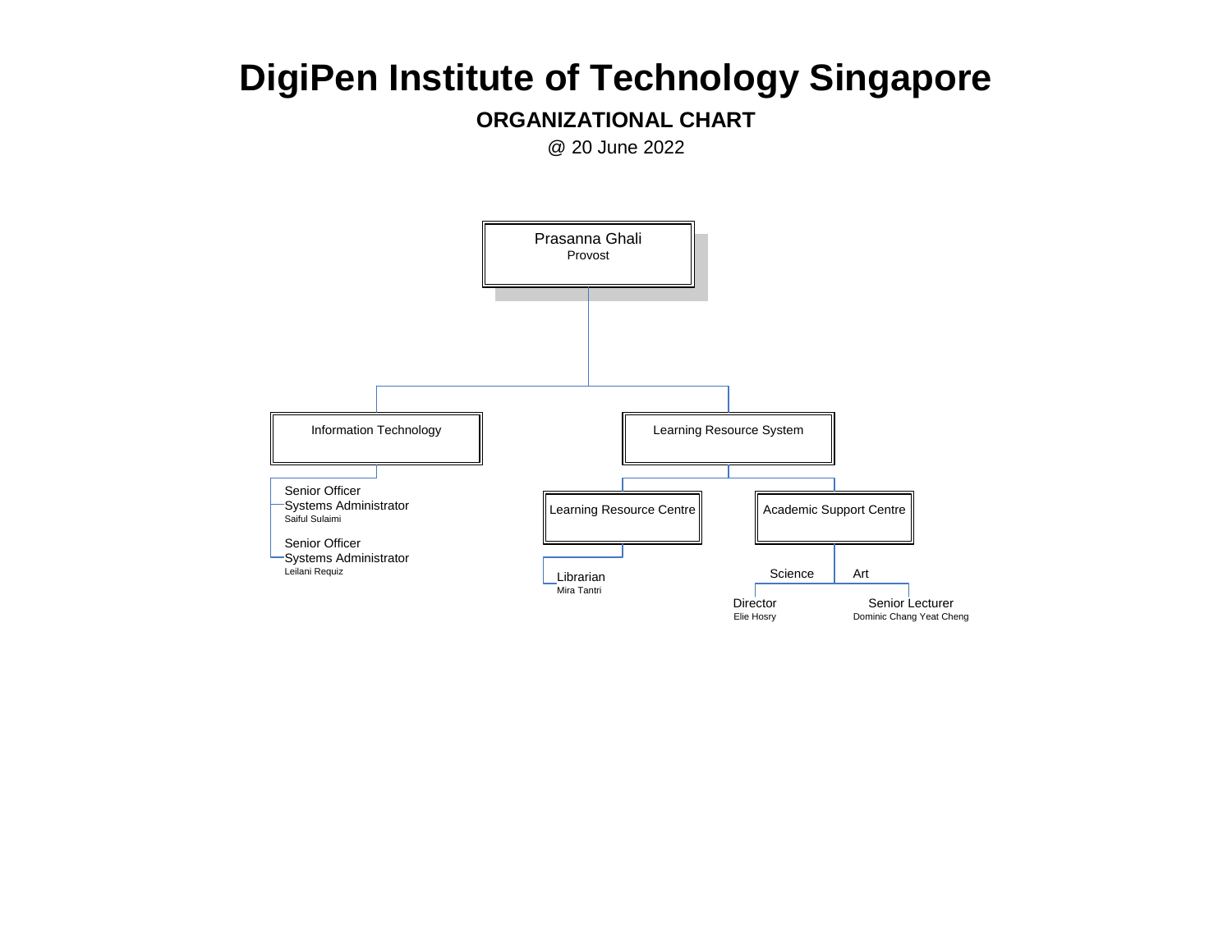# DigiPen Institute of Technology Singapore

## ORGANIZATIONAL CHART

@ 20 June 2022

- **Prasanna Ghali** – Provost
  - **Information Technology**
    - Senior Officer Systems Administrator – Saiful Sulaimi
    - Senior Officer Systems Administrator – Leilani Requiz
  - **Learning Resource System**
    - **Learning Resource Centre**
      - Librarian – Mira Tantri
    - **Academic Support Centre**
      - Science
        - Director – Elie Hosry
      - Art
        - Senior Lecturer – Dominic Chang Yeat Cheng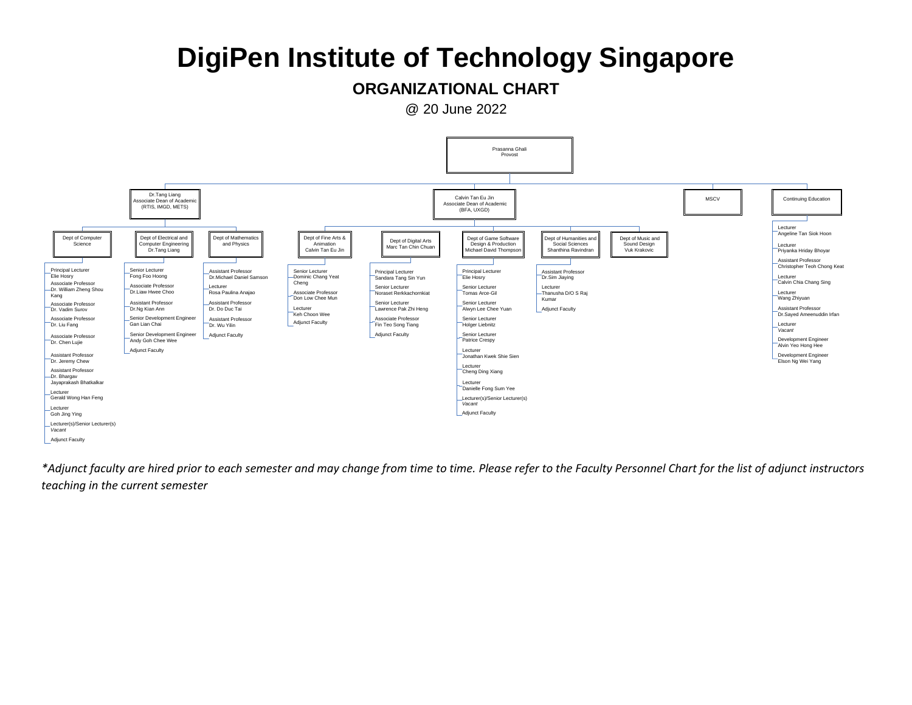# DigiPen Institute of Technology Singapore

## ORGANIZATIONAL CHART

@ 20 June 2022

Prasanna Ghali
Provost

- Dr.Tang Liang
  Associate Dean of Academic
  (RTIS, IMGD, METS)
  - Dept of Computer Science
    - Principal Lecturer
      Elie Hosry
    - Associate Professor
      Dr. William Zheng Shou Kang
    - Associate Professor
      Dr. Vadim Surov
    - Associate Professor
      Dr. Liu Fang
    - Associate Professor
      Dr. Chen Lujie
    - Assistant Professor
      Dr. Jeremy Chew
    - Assistant Professor
      Dr. Bhargav Jayaprakash Bhatkalkar
    - Lecturer
      Gerald Wong Han Feng
    - Lecturer
      Goh Jing Ying
    - Lecturer(s)/Senior Lecturer(s)
      *Vacant*
    - Adjunct Faculty
  - Dept of Electrical and Computer Engineering
    Dr.Tang Liang
    - Senior Lecturer
      Fong Foo Hoong
    - Associate Professor
      Dr.Liaw Hwee Choo
    - Assistant Professor
      Dr.Ng Kian Ann
    - Senior Development Engineer
      Gan Lian Chai
    - Senior Development Engineer
      Andy Goh Chee Wee
    - Adjunct Faculty
  - Dept of Mathematics and Physics
    - Assistant Professor
      Dr.Michael Daniel Samson
    - Lecturer
      Rosa Paulina Anajao
    - Assistant Professor
      Dr. Do Duc Tai
    - Assistant Professor
      Dr. Wu Yilin
    - Adjunct Faculty
- Calvin Tan Eu Jin
  Associate Dean of Academic
  (BFA, UXGD)
  - Dept of Fine Arts & Animation
    Calvin Tan Eu Jin
    - Senior Lecturer
      Dominic Chang Yeat Cheng
    - Associate Professor
      Don Low Chee Mun
    - Lecturer
      Keh Choon Wee
    - Adjunct Faculty
  - Dept of Digital Arts
    Marc Tan Chin Chuan
    - Principal Lecturer
      Sandara Tang Sin Yun
    - Senior Lecturer
      Noraset Rerkkachornkiat
    - Senior Lecturer
      Lawrence Pak Zhi Heng
    - Associate Professor
      Fin Teo Song Tiang
    - Adjunct Faculty
  - Dept of Game Software Design & Production
    Michael David Thompson
    - Principal Lecturer
      Elie Hosry
    - Senior Lecturer
      Tomas Arce-Gil
    - Senior Lecturer
      Alwyn Lee Chee Yuan
    - Senior Lecturer
      Holger Liebnitz
    - Senior Lecturer
      Patrice Crespy
    - Lecturer
      Jonathan Kwek Shie Sien
    - Lecturer
      Cheng Ding Xiang
    - Lecturer
      Danielle Fong Sum Yee
    - Lecturer(s)/Senior Lecturer(s)
      *Vacant*
    - Adjunct Faculty
  - Dept of Humanities and Social Sciences
    Shanthina Ravindran
    - Assistant Professor
      Dr.Sim Jiaying
    - Lecturer
      Thanusha D/O S Raj Kumar
    - Adjunct Faculty
  - Dept of Music and Sound Design
    Vuk Krakovic
- MSCV
- Continuing Education
  - Lecturer
    Angeline Tan Siok Hoon
  - Lecturer
    Priyanka Hriday Bhoyar
  - Assistant Professor
    Christopher Teoh Chong Keat
  - Lecturer
    Calvin Chia Chang Sing
  - Lecturer
    Wang Zhiyuan
  - Assistant Professor
    Dr.Sayed Ameenuddin Irfan
  - Lecturer
    *Vacant*
  - Development Engineer
    Alvin Yeo Hong Hee
  - Development Engineer
    Elson Ng Wei Yang

*\*Adjunct faculty are hired prior to each semester and may change from time to time. Please refer to the Faculty Personnel Chart for the list of adjunct instructors teaching in the current semester*